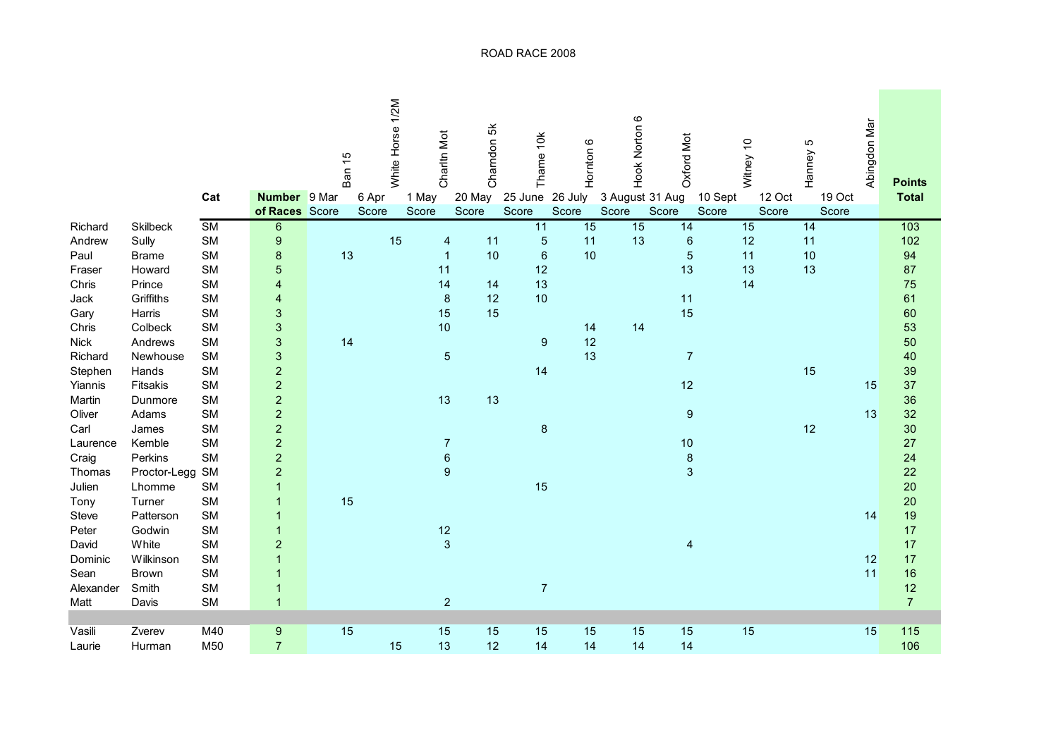# ROAD RACE 2008

| | | Cat | Number of Races | Ban 15<br>9 Mar<br>Score | White Horse 1/2M<br>6 Apr<br>Score | Charltn Mot<br>1 May<br>Score | Charndon 5k<br>20 May<br>Score | Thame 10k<br>25 June<br>Score | Hornton 6<br>26 July<br>Score | Hook Norton 6<br>3 August<br>Score | Oxford Mot<br>31 Aug<br>Score | Witney 10<br>10 Sept<br>Score | Hanney 5<br>12 Oct<br>Score | Abingdon Mar<br>19 Oct<br>Score | Points Total |
|---|---|---|---|---|---|---|---|---|---|---|---|---|---|---|---|
| Richard | Skilbeck | SM | 6 | | | | | 11 | 15 | 15 | 14 | 15 | 14 | | 103 |
| Andrew | Sully | SM | 9 | | 15 | 4 | 11 | 5 | 11 | 13 | 6 | 12 | 11 | | 102 |
| Paul | Brame | SM | 8 | 13 | | 1 | 10 | 6 | 10 | | 5 | 11 | 10 | | 94 |
| Fraser | Howard | SM | 5 | | | 11 | | 12 | | | 13 | 13 | 13 | | 87 |
| Chris | Prince | SM | 4 | | | 14 | 14 | 13 | | | | 14 | | | 75 |
| Jack | Griffiths | SM | 4 | | | 8 | 12 | 10 | | | 11 | | | | 61 |
| Gary | Harris | SM | 3 | | | 15 | 15 | | | | 15 | | | | 60 |
| Chris | Colbeck | SM | 3 | | | 10 | | | 14 | 14 | | | | | 53 |
| Nick | Andrews | SM | 3 | 14 | | | | 9 | 12 | | | | | | 50 |
| Richard | Newhouse | SM | 3 | | | 5 | | | 13 | | 7 | | | | 40 |
| Stephen | Hands | SM | 2 | | | | | 14 | | | | | 15 | | 39 |
| Yiannis | Fitsakis | SM | 2 | | | | | | | | 12 | | | 15 | 37 |
| Martin | Dunmore | SM | 2 | | | 13 | 13 | | | | | | | | 36 |
| Oliver | Adams | SM | 2 | | | | | | | | 9 | | | 13 | 32 |
| Carl | James | SM | 2 | | | | | 8 | | | | | 12 | | 30 |
| Laurence | Kemble | SM | 2 | | | 7 | | | | | 10 | | | | 27 |
| Craig | Perkins | SM | 2 | | | 6 | | | | | 8 | | | | 24 |
| Thomas | Proctor-Legg | SM | 2 | | | 9 | | | | | 3 | | | | 22 |
| Julien | Lhomme | SM | 1 | | | | | 15 | | | | | | | 20 |
| Tony | Turner | SM | 1 | 15 | | | | | | | | | | | 20 |
| Steve | Patterson | SM | 1 | | | | | | | | | | | 14 | 19 |
| Peter | Godwin | SM | 1 | | | 12 | | | | | | | | | 17 |
| David | White | SM | 2 | | | 3 | | | | | 4 | | | | 17 |
| Dominic | Wilkinson | SM | 1 | | | | | | | | | | | 12 | 17 |
| Sean | Brown | SM | 1 | | | | | | | | | | | 11 | 16 |
| Alexander | Smith | SM | 1 | | | | | 7 | | | | | | | 12 |
| Matt | Davis | SM | 1 | | | 2 | | | | | | | | | 7 |
| | | | | | | | | | | | | | | | |
| Vasili | Zverev | M40 | 9 | 15 | | 15 | 15 | 15 | 15 | 15 | 15 | 15 | | 15 | 115 |
| Laurie | Hurman | M50 | 7 | | 15 | 13 | 12 | 14 | 14 | 14 | 14 | | | | 106 |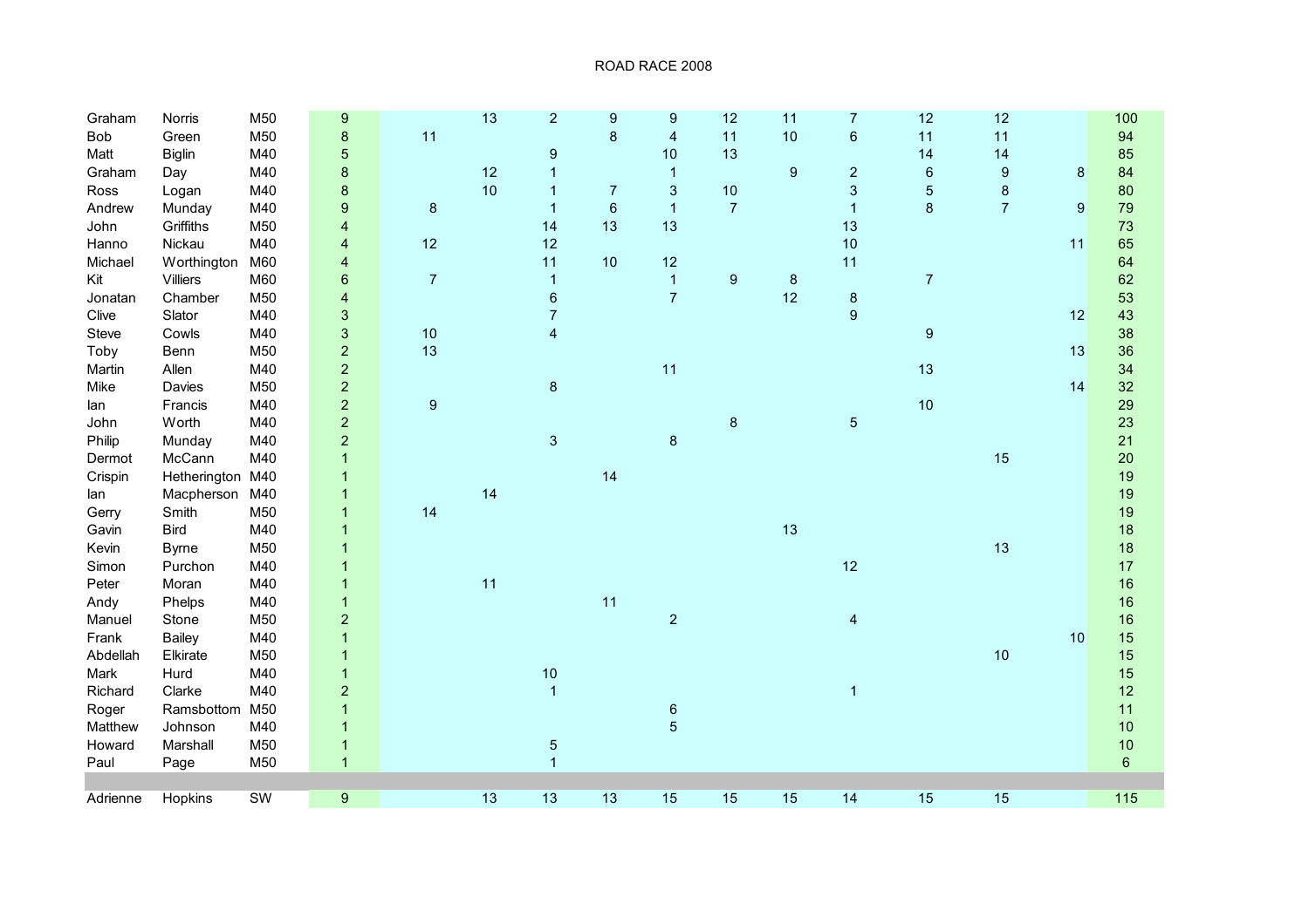# ROAD RACE 2008

| | | | | | | | | | | | | | | | |
|---|---|---|---|---|---|---|---|---|---|---|---|---|---|---|---|
| Graham | Norris | M50 | 9 | | 13 | 2 | 9 | 9 | 12 | 11 | 7 | 12 | 12 | | 100 |
| Bob | Green | M50 | 8 | 11 | | | 8 | 4 | 11 | 10 | 6 | 11 | 11 | | 94 |
| Matt | Biglin | M40 | 5 | | | 9 | | 10 | 13 | | | 14 | 14 | | 85 |
| Graham | Day | M40 | 8 | | 12 | 1 | | 1 | | 9 | 2 | 6 | 9 | 8 | 84 |
| Ross | Logan | M40 | 8 | | 10 | 1 | 7 | 3 | 10 | | 3 | 5 | 8 | | 80 |
| Andrew | Munday | M40 | 9 | 8 | | 1 | 6 | 1 | 7 | | 1 | 8 | 7 | 9 | 79 |
| John | Griffiths | M50 | 4 | | | 14 | 13 | 13 | | | 13 | | | | 73 |
| Hanno | Nickau | M40 | 4 | 12 | | 12 | | | | | 10 | | | 11 | 65 |
| Michael | Worthington | M60 | 4 | | | 11 | 10 | 12 | | | 11 | | | | 64 |
| Kit | Villiers | M60 | 6 | 7 | | 1 | | 1 | 9 | 8 | | 7 | | | 62 |
| Jonatan | Chamber | M50 | 4 | | | 6 | | 7 | | 12 | 8 | | | | 53 |
| Clive | Slator | M40 | 3 | | | 7 | | | | | 9 | | | 12 | 43 |
| Steve | Cowls | M40 | 3 | 10 | | 4 | | | | | | 9 | | | 38 |
| Toby | Benn | M50 | 2 | 13 | | | | | | | | | | 13 | 36 |
| Martin | Allen | M40 | 2 | | | | | 11 | | | | 13 | | | 34 |
| Mike | Davies | M50 | 2 | | | 8 | | | | | | | | 14 | 32 |
| Ian | Francis | M40 | 2 | 9 | | | | | | | | 10 | | | 29 |
| John | Worth | M40 | 2 | | | | | | 8 | | 5 | | | | 23 |
| Philip | Munday | M40 | 2 | | | 3 | | 8 | | | | | | | 21 |
| Dermot | McCann | M40 | 1 | | | | | | | | | | 15 | | 20 |
| Crispin | Hetherington | M40 | 1 | | | | 14 | | | | | | | | 19 |
| Ian | Macpherson | M40 | 1 | | 14 | | | | | | | | | | 19 |
| Gerry | Smith | M50 | 1 | 14 | | | | | | | | | | | 19 |
| Gavin | Bird | M40 | 1 | | | | | | | 13 | | | | | 18 |
| Kevin | Byrne | M50 | 1 | | | | | | | | | | 13 | | 18 |
| Simon | Purchon | M40 | 1 | | | | | | | | 12 | | | | 17 |
| Peter | Moran | M40 | 1 | | 11 | | | | | | | | | | 16 |
| Andy | Phelps | M40 | 1 | | | | 11 | | | | | | | | 16 |
| Manuel | Stone | M50 | 2 | | | | | 2 | | | 4 | | | | 16 |
| Frank | Bailey | M40 | 1 | | | | | | | | | | | 10 | 15 |
| Abdellah | Elkirate | M50 | 1 | | | | | | | | | | 10 | | 15 |
| Mark | Hurd | M40 | 1 | | | 10 | | | | | | | | | 15 |
| Richard | Clarke | M40 | 2 | | | 1 | | | | | 1 | | | | 12 |
| Roger | Ramsbottom | M50 | 1 | | | | | 6 | | | | | | | 11 |
| Matthew | Johnson | M40 | 1 | | | | | 5 | | | | | | | 10 |
| Howard | Marshall | M50 | 1 | | | 5 | | | | | | | | | 10 |
| Paul | Page | M50 | 1 | | | 1 | | | | | | | | | 6 |
| | | | | | | | | | | | | | | | |
| Adrienne | Hopkins | SW | 9 | | 13 | 13 | 13 | 15 | 15 | 15 | 14 | 15 | 15 | | 115 |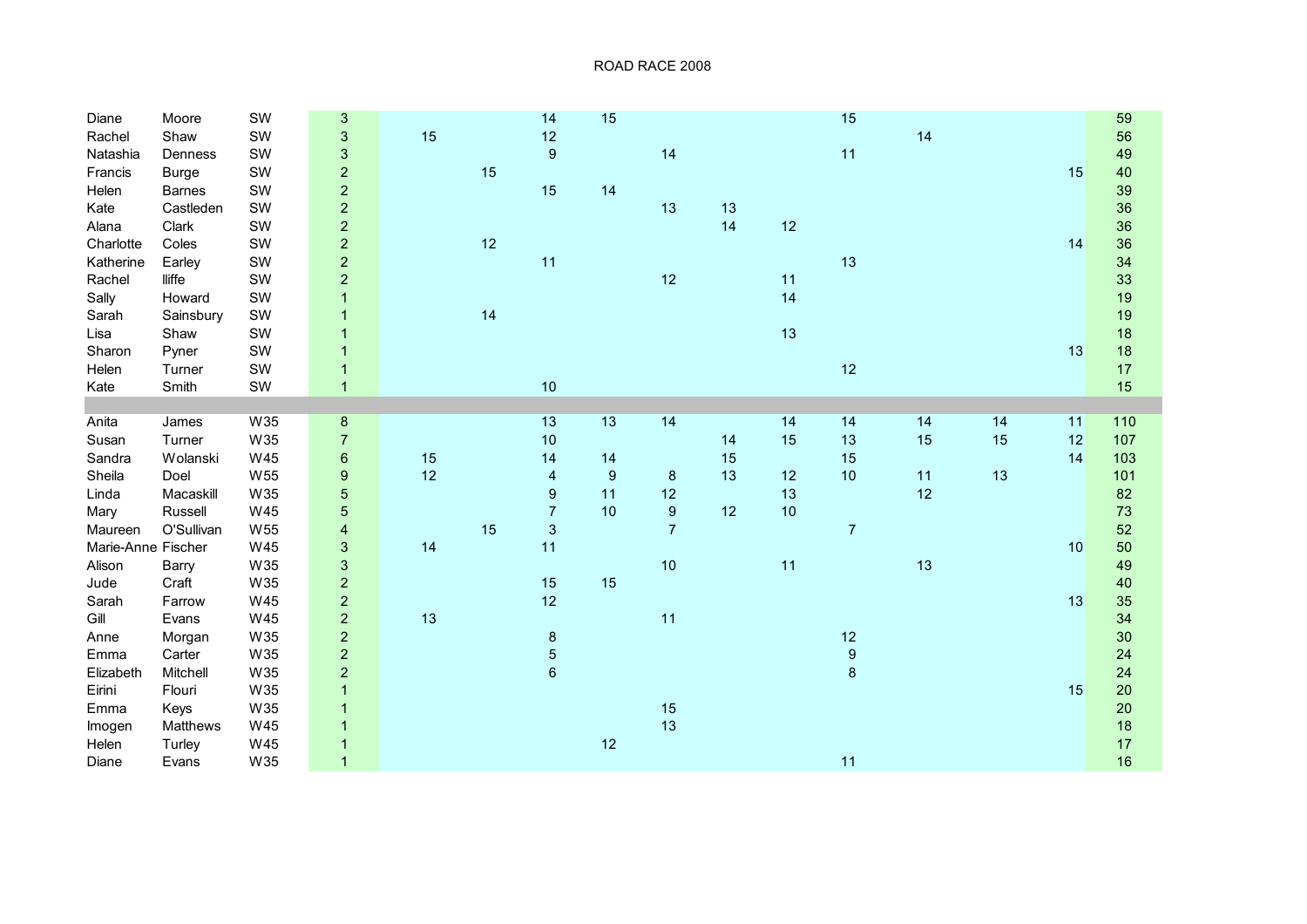ROAD RACE 2008

| | | | | | | | | | | | | | | | |
|---|---|---|---|---|---|---|---|---|---|---|---|---|---|---|---|
| Diane | Moore | SW | 3 | | | 14 | 15 | | | | 15 | | | | 59 |
| Rachel | Shaw | SW | 3 | 15 | | 12 | | | | | | 14 | | | 56 |
| Natashia | Denness | SW | 3 | | | 9 | | 14 | | | 11 | | | | 49 |
| Francis | Burge | SW | 2 | | 15 | | | | | | | | | 15 | 40 |
| Helen | Barnes | SW | 2 | | | 15 | 14 | | | | | | | | 39 |
| Kate | Castleden | SW | 2 | | | | | 13 | 13 | | | | | | 36 |
| Alana | Clark | SW | 2 | | | | | | 14 | 12 | | | | | 36 |
| Charlotte | Coles | SW | 2 | | 12 | | | | | | | | | 14 | 36 |
| Katherine | Earley | SW | 2 | | | 11 | | | | | 13 | | | | 34 |
| Rachel | Iliffe | SW | 2 | | | | | 12 | | 11 | | | | | 33 |
| Sally | Howard | SW | 1 | | | | | | | 14 | | | | | 19 |
| Sarah | Sainsbury | SW | 1 | | 14 | | | | | | | | | | 19 |
| Lisa | Shaw | SW | 1 | | | | | | | 13 | | | | | 18 |
| Sharon | Pyner | SW | 1 | | | | | | | | | | | 13 | 18 |
| Helen | Turner | SW | 1 | | | | | | | | 12 | | | | 17 |
| Kate | Smith | SW | 1 | | | 10 | | | | | | | | | 15 |
| | | | | | | | | | | | | | | | |
| Anita | James | W35 | 8 | | | 13 | 13 | 14 | | 14 | 14 | 14 | 14 | 11 | 110 |
| Susan | Turner | W35 | 7 | | | 10 | | | 14 | 15 | 13 | 15 | 15 | 12 | 107 |
| Sandra | Wolanski | W45 | 6 | 15 | | 14 | 14 | | 15 | | 15 | | | 14 | 103 |
| Sheila | Doel | W55 | 9 | 12 | | 4 | 9 | 8 | 13 | 12 | 10 | 11 | 13 | | 101 |
| Linda | Macaskill | W35 | 5 | | | 9 | 11 | 12 | | 13 | | 12 | | | 82 |
| Mary | Russell | W45 | 5 | | | 7 | 10 | 9 | 12 | 10 | | | | | 73 |
| Maureen | O'Sullivan | W55 | 4 | | 15 | 3 | | 7 | | | 7 | | | | 52 |
| Marie-Anne | Fischer | W45 | 3 | 14 | | 11 | | | | | | | | 10 | 50 |
| Alison | Barry | W35 | 3 | | | | | 10 | | 11 | | 13 | | | 49 |
| Jude | Craft | W35 | 2 | | | 15 | 15 | | | | | | | | 40 |
| Sarah | Farrow | W45 | 2 | | | 12 | | | | | | | | 13 | 35 |
| Gill | Evans | W45 | 2 | 13 | | | | 11 | | | | | | | 34 |
| Anne | Morgan | W35 | 2 | | | 8 | | | | | 12 | | | | 30 |
| Emma | Carter | W35 | 2 | | | 5 | | | | | 9 | | | | 24 |
| Elizabeth | Mitchell | W35 | 2 | | | 6 | | | | | 8 | | | | 24 |
| Eirini | Flouri | W35 | 1 | | | | | | | | | | | 15 | 20 |
| Emma | Keys | W35 | 1 | | | | | 15 | | | | | | | 20 |
| Imogen | Matthews | W45 | 1 | | | | | 13 | | | | | | | 18 |
| Helen | Turley | W45 | 1 | | | | 12 | | | | | | | | 17 |
| Diane | Evans | W35 | 1 | | | | | | | | 11 | | | | 16 |